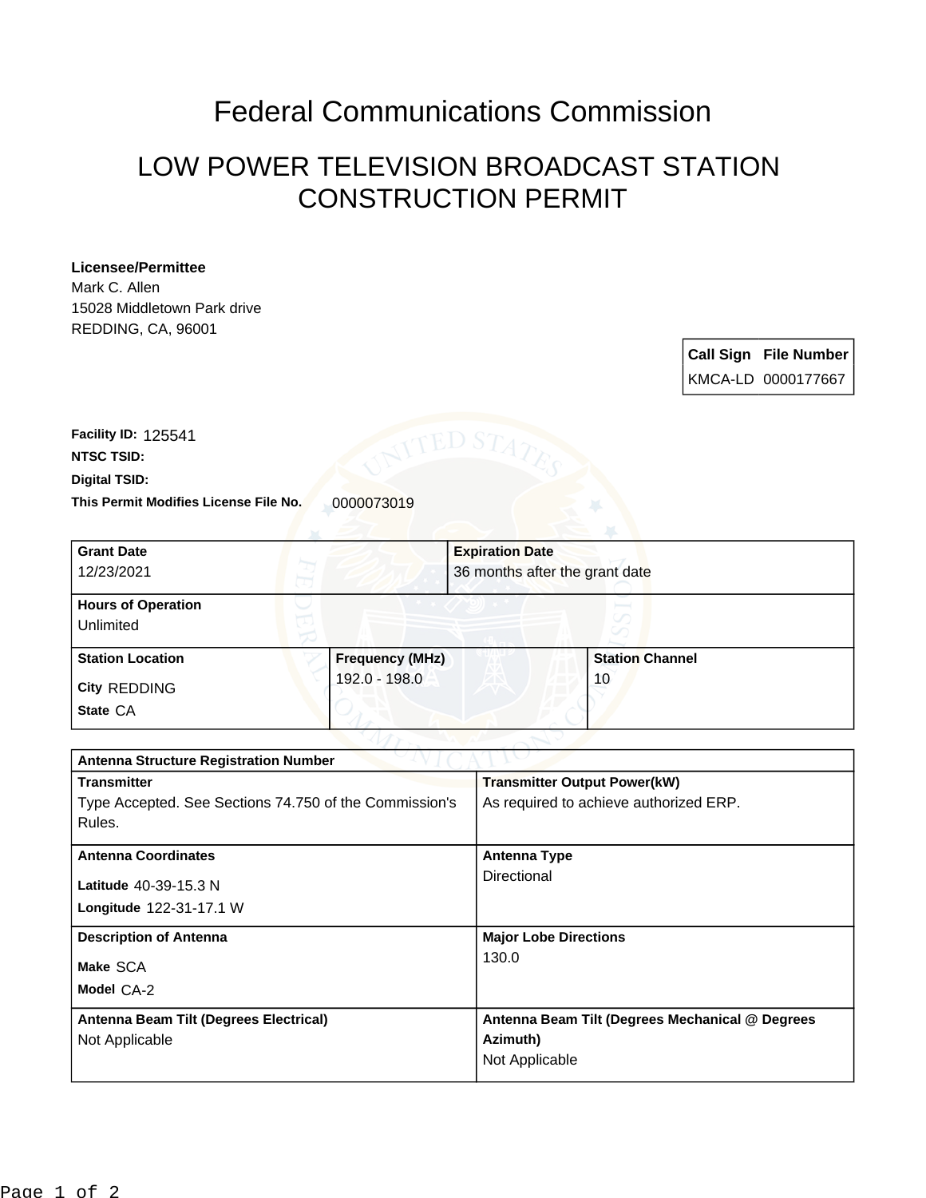# Federal Communications Commission

## LOW POWER TELEVISION BROADCAST STATION CONSTRUCTION PERMIT

**Licensee/Permittee**
Mark C. Allen
15028 Middletown Park drive
REDDING, CA, 96001

| Call Sign | File Number |
|---|---|
| KMCA-LD | 0000177667 |

**Facility ID:** 125541
**NTSC TSID:**
**Digital TSID:**
**This Permit Modifies License File No.** 0000073019

| Grant Date | Expiration Date |
|---|---|
| 12/23/2021 | 36 months after the grant date |

| Hours of Operation |
|---|
| Unlimited |

| Station Location | Frequency (MHz) | Station Channel |
|---|---|---|
| City REDDING<br>State CA | 192.0 - 198.0 | 10 |

| Antenna Structure Registration Number | |
|---|---|
| **Transmitter**<br>Type Accepted. See Sections 74.750 of the Commission's Rules. | **Transmitter Output Power(kW)**<br>As required to achieve authorized ERP. |
| **Antenna Coordinates**<br>Latitude 40-39-15.3 N<br>Longitude 122-31-17.1 W | **Antenna Type**<br>Directional |
| **Description of Antenna**<br>Make SCA<br>Model CA-2 | **Major Lobe Directions**<br>130.0 |
| **Antenna Beam Tilt (Degrees Electrical)**<br>Not Applicable | **Antenna Beam Tilt (Degrees Mechanical @ Degrees Azimuth)**<br>Not Applicable |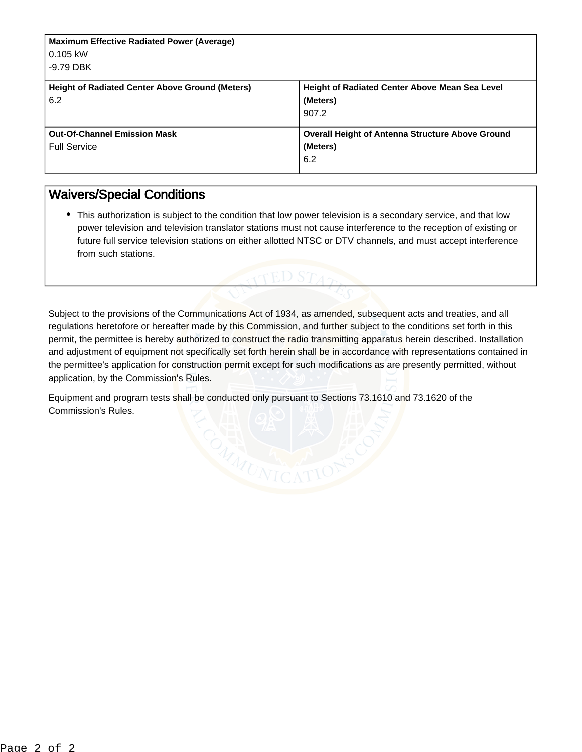| Maximum Effective Radiated Power (Average) | |
|---|---|
| 0.105 kW<br>-9.79 DBK | |
| **Height of Radiated Center Above Ground (Meters)**<br>6.2 | **Height of Radiated Center Above Mean Sea Level (Meters)**<br>907.2 |
| **Out-Of-Channel Emission Mask**<br>Full Service | **Overall Height of Antenna Structure Above Ground (Meters)**<br>6.2 |

## Waivers/Special Conditions

- This authorization is subject to the condition that low power television is a secondary service, and that low power television and television translator stations must not cause interference to the reception of existing or future full service television stations on either allotted NTSC or DTV channels, and must accept interference from such stations.

Subject to the provisions of the Communications Act of 1934, as amended, subsequent acts and treaties, and all regulations heretofore or hereafter made by this Commission, and further subject to the conditions set forth in this permit, the permittee is hereby authorized to construct the radio transmitting apparatus herein described. Installation and adjustment of equipment not specifically set forth herein shall be in accordance with representations contained in the permittee's application for construction permit except for such modifications as are presently permitted, without application, by the Commission's Rules.

Equipment and program tests shall be conducted only pursuant to Sections 73.1610 and 73.1620 of the Commission's Rules.